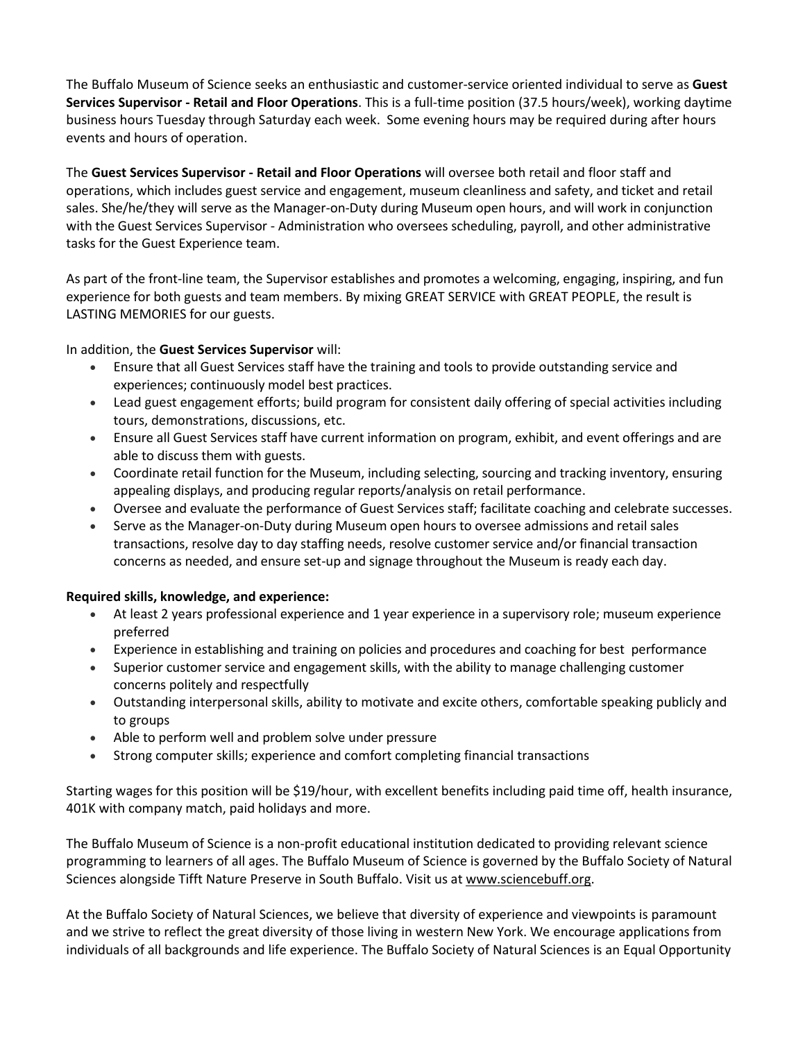The Buffalo Museum of Science seeks an enthusiastic and customer-service oriented individual to serve as **Guest Services Supervisor - Retail and Floor Operations**. This is a full-time position (37.5 hours/week), working daytime business hours Tuesday through Saturday each week. Some evening hours may be required during after hours events and hours of operation.

The **Guest Services Supervisor - Retail and Floor Operations** will oversee both retail and floor staff and operations, which includes guest service and engagement, museum cleanliness and safety, and ticket and retail sales. She/he/they will serve as the Manager-on-Duty during Museum open hours, and will work in conjunction with the Guest Services Supervisor - Administration who oversees scheduling, payroll, and other administrative tasks for the Guest Experience team.

As part of the front-line team, the Supervisor establishes and promotes a welcoming, engaging, inspiring, and fun experience for both guests and team members. By mixing GREAT SERVICE with GREAT PEOPLE, the result is LASTING MEMORIES for our guests.

In addition, the **Guest Services Supervisor** will:

- Ensure that all Guest Services staff have the training and tools to provide outstanding service and experiences; continuously model best practices.
- Lead guest engagement efforts; build program for consistent daily offering of special activities including tours, demonstrations, discussions, etc.
- Ensure all Guest Services staff have current information on program, exhibit, and event offerings and are able to discuss them with guests.
- Coordinate retail function for the Museum, including selecting, sourcing and tracking inventory, ensuring appealing displays, and producing regular reports/analysis on retail performance.
- Oversee and evaluate the performance of Guest Services staff; facilitate coaching and celebrate successes.
- Serve as the Manager-on-Duty during Museum open hours to oversee admissions and retail sales transactions, resolve day to day staffing needs, resolve customer service and/or financial transaction concerns as needed, and ensure set-up and signage throughout the Museum is ready each day.

**Required skills, knowledge, and experience:**

- At least 2 years professional experience and 1 year experience in a supervisory role; museum experience preferred
- Experience in establishing and training on policies and procedures and coaching for best performance
- Superior customer service and engagement skills, with the ability to manage challenging customer concerns politely and respectfully
- Outstanding interpersonal skills, ability to motivate and excite others, comfortable speaking publicly and to groups
- Able to perform well and problem solve under pressure
- Strong computer skills; experience and comfort completing financial transactions

Starting wages for this position will be $19/hour, with excellent benefits including paid time off, health insurance, 401K with company match, paid holidays and more.

The Buffalo Museum of Science is a non-profit educational institution dedicated to providing relevant science programming to learners of all ages. The Buffalo Museum of Science is governed by the Buffalo Society of Natural Sciences alongside Tifft Nature Preserve in South Buffalo. Visit us at www.sciencebuff.org.

At the Buffalo Society of Natural Sciences, we believe that diversity of experience and viewpoints is paramount and we strive to reflect the great diversity of those living in western New York. We encourage applications from individuals of all backgrounds and life experience. The Buffalo Society of Natural Sciences is an Equal Opportunity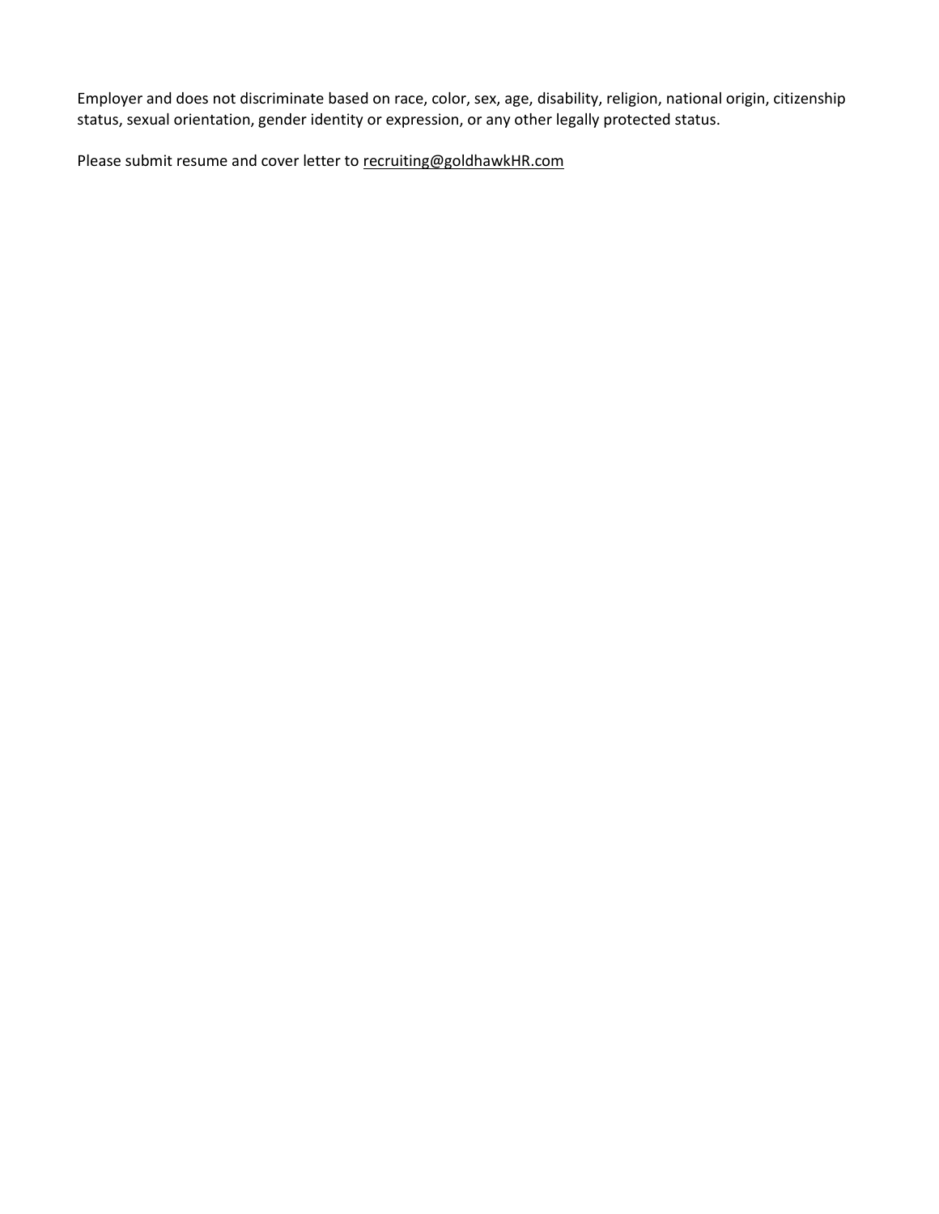Employer and does not discriminate based on race, color, sex, age, disability, religion, national origin, citizenship status, sexual orientation, gender identity or expression, or any other legally protected status.

Please submit resume and cover letter to recruiting@goldhawkHR.com